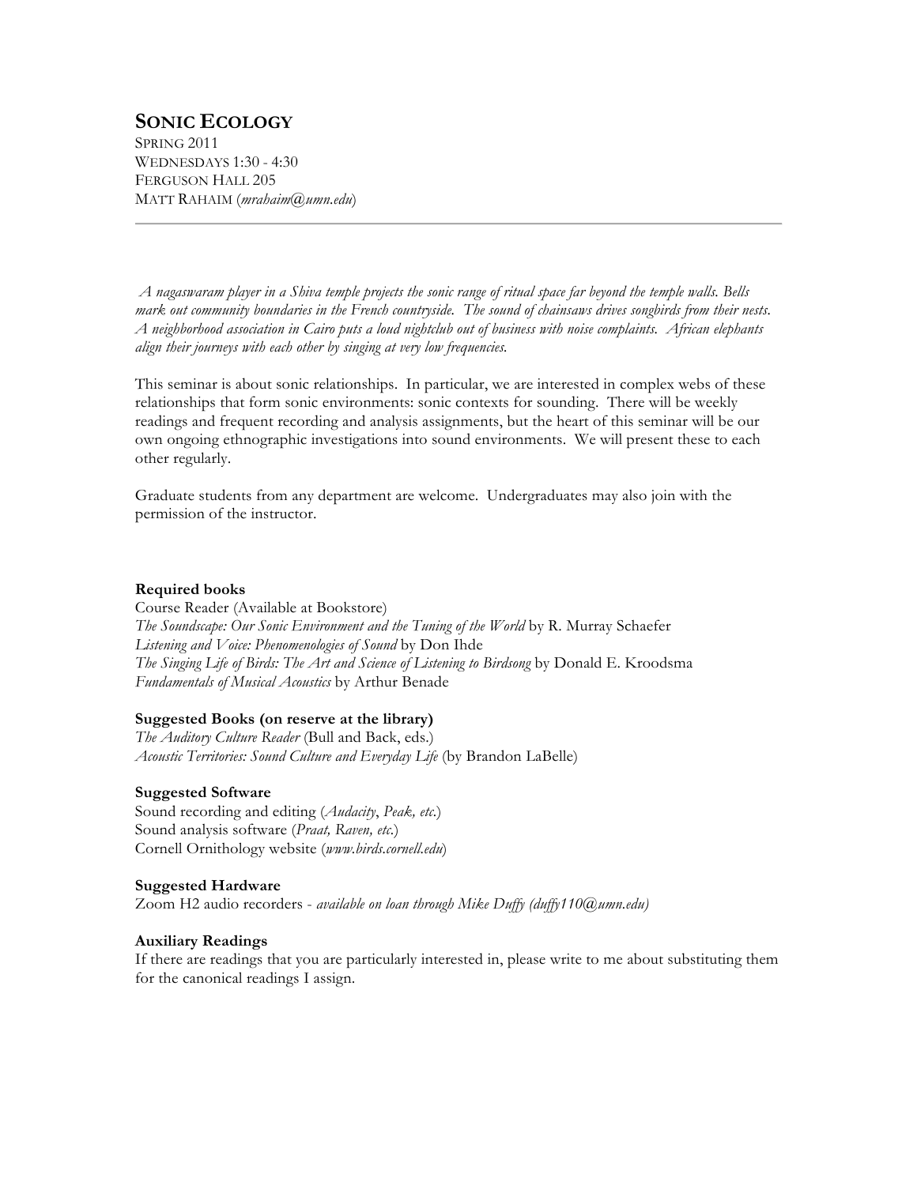# SONIC ECOLOGY

SPRING 2011
WEDNESDAYS 1:30 - 4:30
FERGUSON HALL 205
MATT RAHAIM (*mrahaim@umn.edu*)

---

*A nagaswaram player in a Shiva temple projects the sonic range of ritual space far beyond the temple walls. Bells mark out community boundaries in the French countryside. The sound of chainsaws drives songbirds from their nests. A neighborhood association in Cairo puts a loud nightclub out of business with noise complaints. African elephants align their journeys with each other by singing at very low frequencies.*

This seminar is about sonic relationships. In particular, we are interested in complex webs of these relationships that form sonic environments: sonic contexts for sounding. There will be weekly readings and frequent recording and analysis assignments, but the heart of this seminar will be our own ongoing ethnographic investigations into sound environments. We will present these to each other regularly.

Graduate students from any department are welcome. Undergraduates may also join with the permission of the instructor.

**Required books**

Course Reader (Available at Bookstore)
*The Soundscape: Our Sonic Environment and the Tuning of the World* by R. Murray Schaefer
*Listening and Voice: Phenomenologies of Sound* by Don Ihde
*The Singing Life of Birds: The Art and Science of Listening to Birdsong* by Donald E. Kroodsma
*Fundamentals of Musical Acoustics* by Arthur Benade

**Suggested Books (on reserve at the library)**

*The Auditory Culture Reader* (Bull and Back, eds.)
*Acoustic Territories: Sound Culture and Everyday Life* (by Brandon LaBelle)

**Suggested Software**

Sound recording and editing (*Audacity*, *Peak, etc.*)
Sound analysis software (*Praat, Raven, etc.*)
Cornell Ornithology website (*www.birds.cornell.edu*)

**Suggested Hardware**

Zoom H2 audio recorders - *available on loan through Mike Duffy (duffy110@umn.edu)*

**Auxiliary Readings**

If there are readings that you are particularly interested in, please write to me about substituting them for the canonical readings I assign.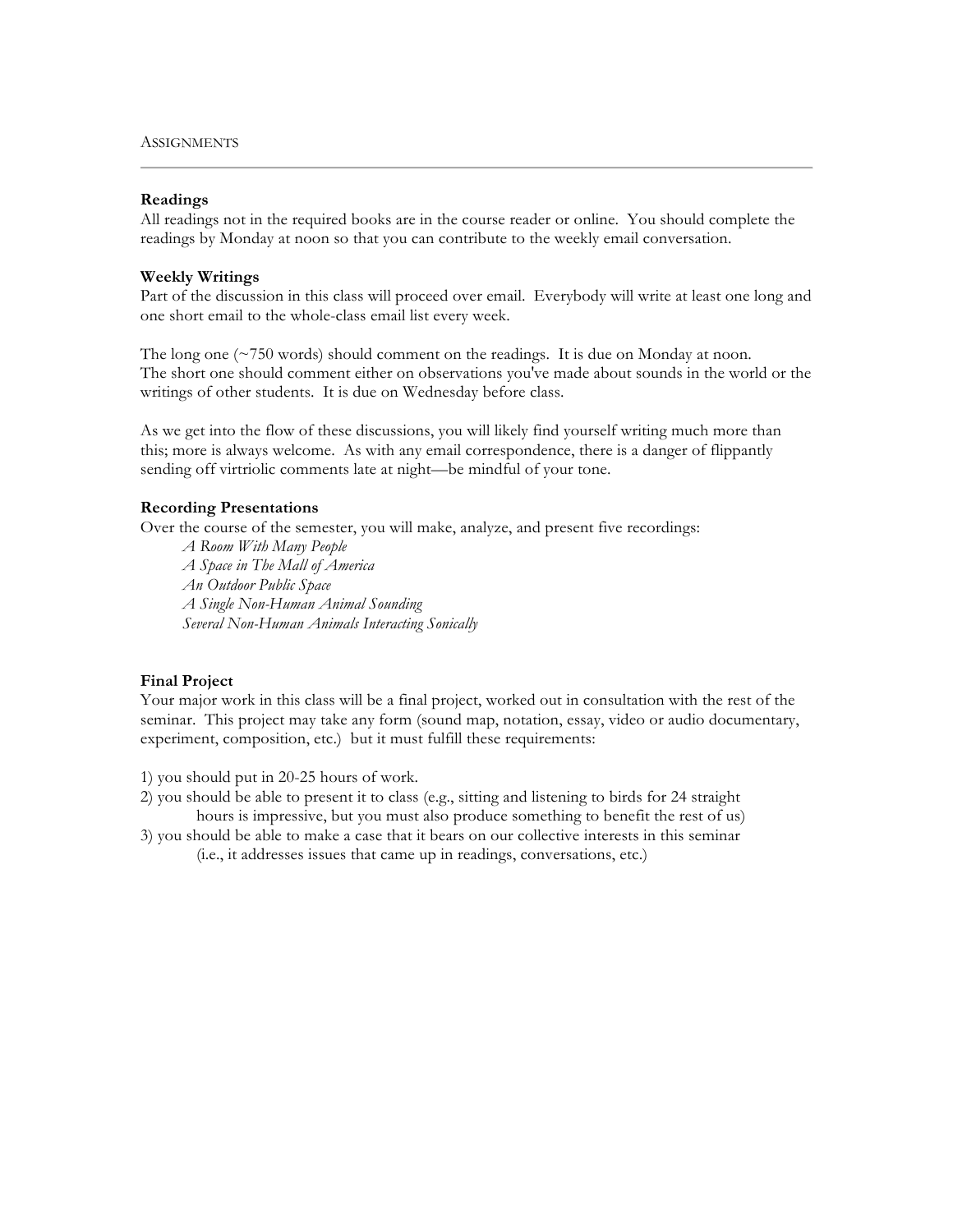## Assignments

**Readings**
All readings not in the required books are in the course reader or online. You should complete the readings by Monday at noon so that you can contribute to the weekly email conversation.

**Weekly Writings**
Part of the discussion in this class will proceed over email. Everybody will write at least one long and one short email to the whole-class email list every week.

The long one (~750 words) should comment on the readings. It is due on Monday at noon.
The short one should comment either on observations you've made about sounds in the world or the writings of other students. It is due on Wednesday before class.

As we get into the flow of these discussions, you will likely find yourself writing much more than this; more is always welcome. As with any email correspondence, there is a danger of flippantly sending off virtriolic comments late at night—be mindful of your tone.

**Recording Presentations**
Over the course of the semester, you will make, analyze, and present five recordings:

*A Room With Many People*
*A Space in The Mall of America*
*An Outdoor Public Space*
*A Single Non-Human Animal Sounding*
*Several Non-Human Animals Interacting Sonically*

**Final Project**
Your major work in this class will be a final project, worked out in consultation with the rest of the seminar. This project may take any form (sound map, notation, essay, video or audio documentary, experiment, composition, etc.) but it must fulfill these requirements:

1) you should put in 20-25 hours of work.
2) you should be able to present it to class (e.g., sitting and listening to birds for 24 straight hours is impressive, but you must also produce something to benefit the rest of us)
3) you should be able to make a case that it bears on our collective interests in this seminar (i.e., it addresses issues that came up in readings, conversations, etc.)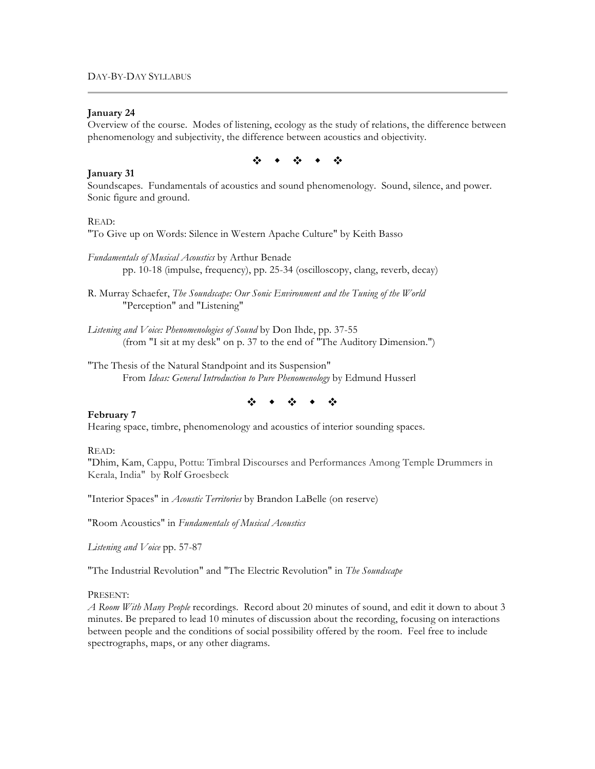## Day-by-Day Syllabus

### January 24

Overview of the course. Modes of listening, ecology as the study of relations, the difference between phenomenology and subjectivity, the difference between acoustics and objectivity.

❖ ◆ ❖ ◆ ❖

### January 31

Soundscapes. Fundamentals of acoustics and sound phenomenology. Sound, silence, and power. Sonic figure and ground.

READ:

"To Give up on Words: Silence in Western Apache Culture" by Keith Basso

*Fundamentals of Musical Acoustics* by Arthur Benade
  pp. 10-18 (impulse, frequency), pp. 25-34 (oscilloscopy, clang, reverb, decay)

R. Murray Schaefer, *The Soundscape: Our Sonic Environment and the Tuning of the World*
  "Perception" and "Listening"

*Listening and Voice: Phenomenologies of Sound* by Don Ihde, pp. 37-55
  (from "I sit at my desk" on p. 37 to the end of "The Auditory Dimension.")

"The Thesis of the Natural Standpoint and its Suspension"
  From *Ideas: General Introduction to Pure Phenomenology* by Edmund Husserl

❖ ◆ ❖ ◆ ❖

### February 7

Hearing space, timbre, phenomenology and acoustics of interior sounding spaces.

READ:

"Dhim, Kam, Cappu, Pottu: Timbral Discourses and Performances Among Temple Drummers in Kerala, India" by Rolf Groesbeck

"Interior Spaces" in *Acoustic Territories* by Brandon LaBelle (on reserve)

"Room Acoustics" in *Fundamentals of Musical Acoustics*

*Listening and Voice* pp. 57-87

"The Industrial Revolution" and "The Electric Revolution" in *The Soundscape*

PRESENT:

*A Room With Many People* recordings. Record about 20 minutes of sound, and edit it down to about 3 minutes. Be prepared to lead 10 minutes of discussion about the recording, focusing on interactions between people and the conditions of social possibility offered by the room. Feel free to include spectrographs, maps, or any other diagrams.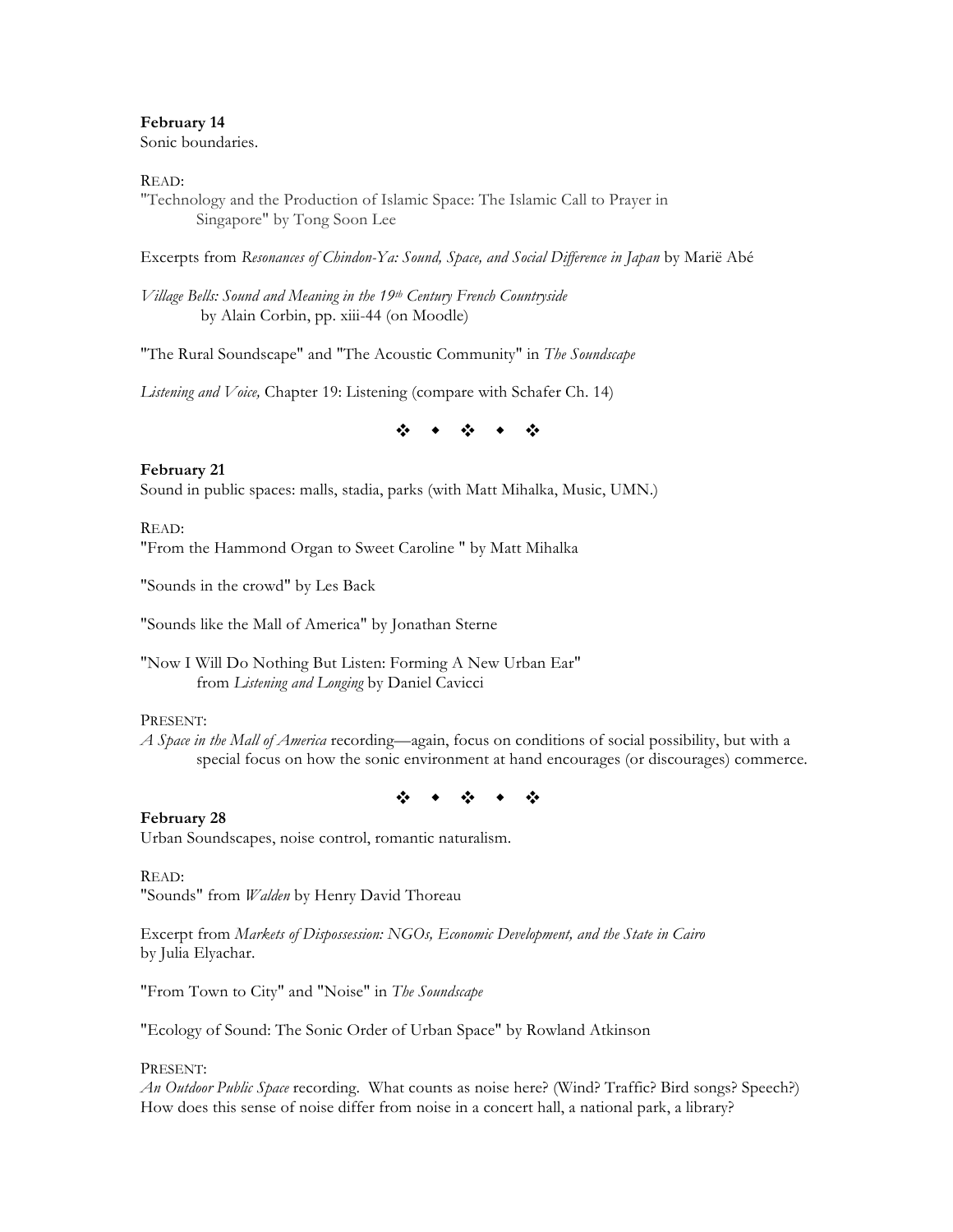**February 14**
Sonic boundaries.

READ:
"Technology and the Production of Islamic Space: The Islamic Call to Prayer in Singapore" by Tong Soon Lee

Excerpts from *Resonances of Chindon-Ya: Sound, Space, and Social Difference in Japan* by Mariё Abé

*Village Bells: Sound and Meaning in the 19th Century French Countryside* by Alain Corbin, pp. xiii-44 (on Moodle)

"The Rural Soundscape" and "The Acoustic Community" in *The Soundscape*

*Listening and Voice,* Chapter 19: Listening (compare with Schafer Ch. 14)

❖ ◆ ❖ ◆ ❖

**February 21**
Sound in public spaces: malls, stadia, parks (with Matt Mihalka, Music, UMN.)

READ:
"From the Hammond Organ to Sweet Caroline " by Matt Mihalka

"Sounds in the crowd" by Les Back

"Sounds like the Mall of America" by Jonathan Sterne

"Now I Will Do Nothing But Listen: Forming A New Urban Ear" from *Listening and Longing* by Daniel Cavicci

PRESENT:
*A Space in the Mall of America* recording—again, focus on conditions of social possibility, but with a special focus on how the sonic environment at hand encourages (or discourages) commerce.

❖ ◆ ❖ ◆ ❖

**February 28**
Urban Soundscapes, noise control, romantic naturalism.

READ:
"Sounds" from *Walden* by Henry David Thoreau

Excerpt from *Markets of Dispossession: NGOs, Economic Development, and the State in Cairo* by Julia Elyachar.

"From Town to City" and "Noise" in *The Soundscape*

"Ecology of Sound: The Sonic Order of Urban Space" by Rowland Atkinson

PRESENT:
*An Outdoor Public Space* recording. What counts as noise here? (Wind? Traffic? Bird songs? Speech?) How does this sense of noise differ from noise in a concert hall, a national park, a library?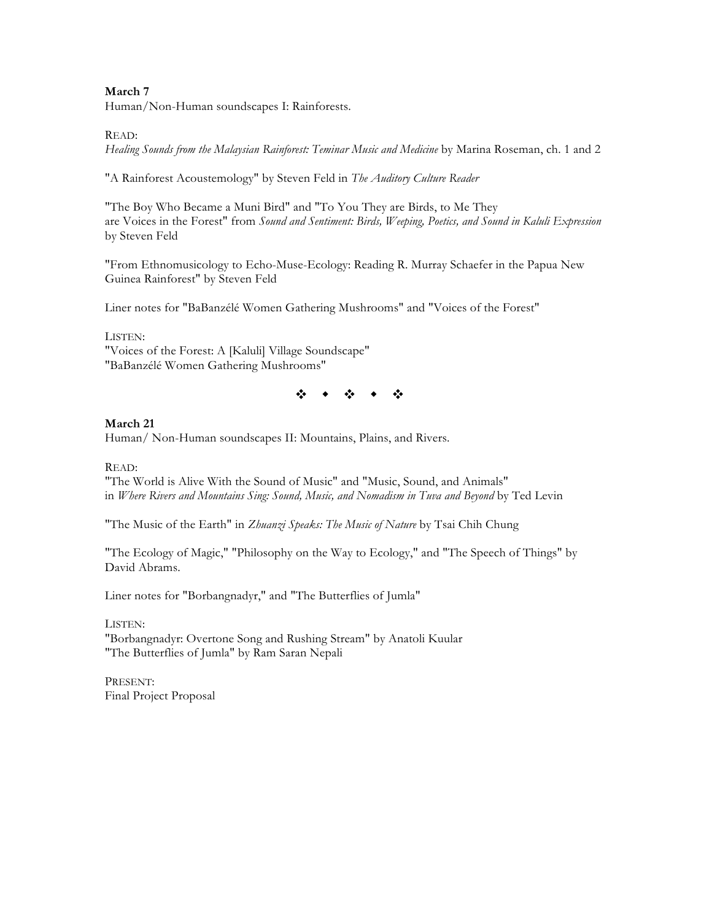**March 7**
Human/Non-Human soundscapes I: Rainforests.

READ:
*Healing Sounds from the Malaysian Rainforest: Teminar Music and Medicine* by Marina Roseman, ch. 1 and 2

"A Rainforest Acoustemology" by Steven Feld in *The Auditory Culture Reader*

"The Boy Who Became a Muni Bird" and "To You They are Birds, to Me They are Voices in the Forest" from *Sound and Sentiment: Birds, Weeping, Poetics, and Sound in Kaluli Expression* by Steven Feld

"From Ethnomusicology to Echo-Muse-Ecology: Reading R. Murray Schaefer in the Papua New Guinea Rainforest" by Steven Feld

Liner notes for "BaBanzélé Women Gathering Mushrooms" and "Voices of the Forest"

LISTEN:
"Voices of the Forest: A [Kaluli] Village Soundscape"
"BaBanzélé Women Gathering Mushrooms"

❖ ◆ ❖ ◆ ❖

**March 21**
Human/ Non-Human soundscapes II: Mountains, Plains, and Rivers.

READ:
"The World is Alive With the Sound of Music" and "Music, Sound, and Animals" in *Where Rivers and Mountains Sing: Sound, Music, and Nomadism in Tuva and Beyond* by Ted Levin

"The Music of the Earth" in *Zhuanzi Speaks: The Music of Nature* by Tsai Chih Chung

"The Ecology of Magic," "Philosophy on the Way to Ecology," and "The Speech of Things" by David Abrams.

Liner notes for "Borbangnadyr," and "The Butterflies of Jumla"

LISTEN:
"Borbangnadyr: Overtone Song and Rushing Stream" by Anatoli Kuular
"The Butterflies of Jumla" by Ram Saran Nepali

PRESENT:
Final Project Proposal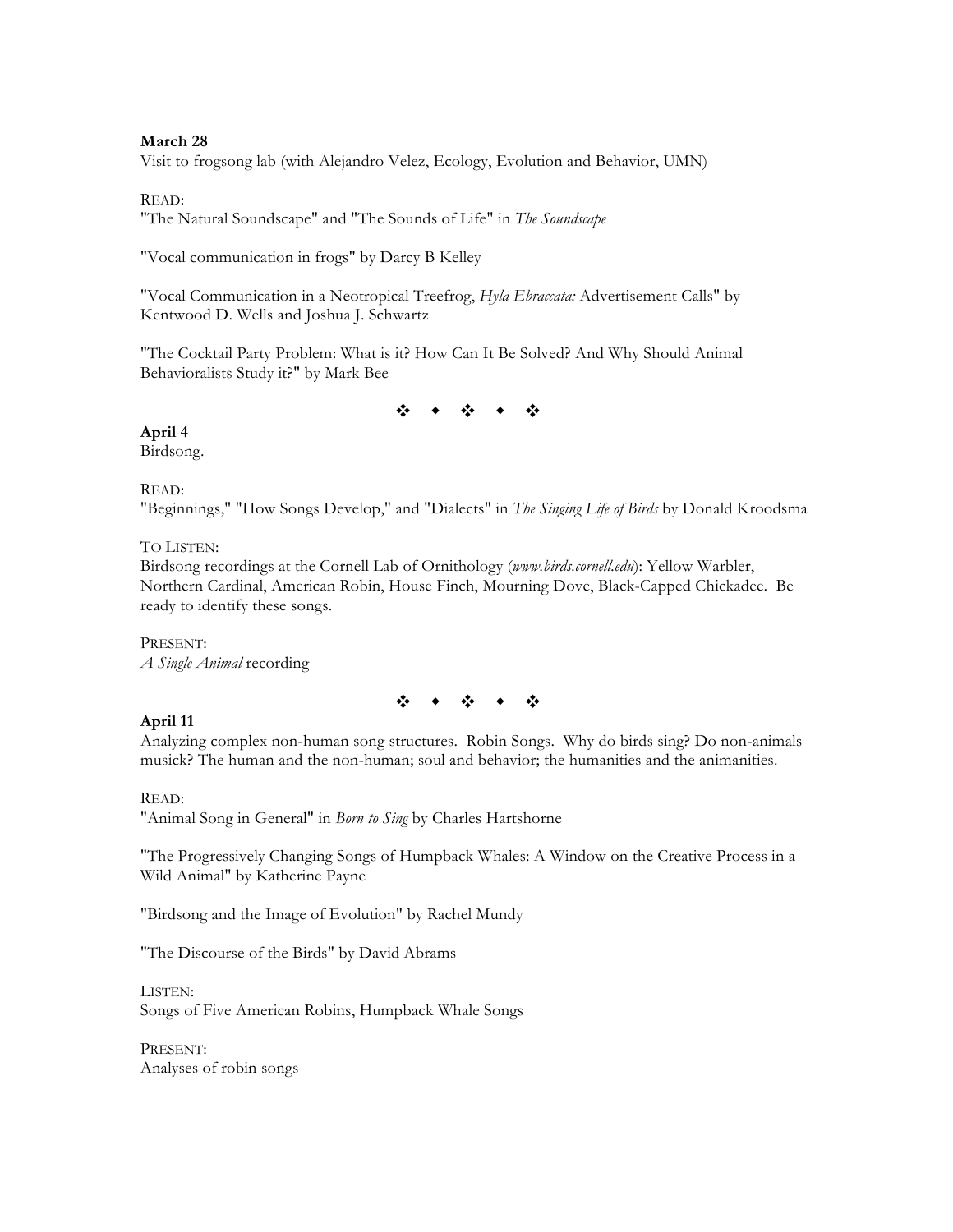**March 28**
Visit to frogsong lab (with Alejandro Velez, Ecology, Evolution and Behavior, UMN)

READ:
"The Natural Soundscape" and "The Sounds of Life" in *The Soundscape*

"Vocal communication in frogs" by Darcy B Kelley

"Vocal Communication in a Neotropical Treefrog, *Hyla Ebraccata:* Advertisement Calls" by Kentwood D. Wells and Joshua J. Schwartz

"The Cocktail Party Problem: What is it? How Can It Be Solved? And Why Should Animal Behavioralists Study it?" by Mark Bee

❖ ◆ ❖ ◆ ❖

**April 4**
Birdsong.

READ:
"Beginnings," "How Songs Develop," and "Dialects" in *The Singing Life of Birds* by Donald Kroodsma

TO LISTEN:
Birdsong recordings at the Cornell Lab of Ornithology (*www.birds.cornell.edu*): Yellow Warbler, Northern Cardinal, American Robin, House Finch, Mourning Dove, Black-Capped Chickadee. Be ready to identify these songs.

PRESENT:
*A Single Animal* recording

❖ ◆ ❖ ◆ ❖

**April 11**
Analyzing complex non-human song structures. Robin Songs. Why do birds sing? Do non-animals musick? The human and the non-human; soul and behavior; the humanities and the animanities.

READ:
"Animal Song in General" in *Born to Sing* by Charles Hartshorne

"The Progressively Changing Songs of Humpback Whales: A Window on the Creative Process in a Wild Animal" by Katherine Payne

"Birdsong and the Image of Evolution" by Rachel Mundy

"The Discourse of the Birds" by David Abrams

LISTEN:
Songs of Five American Robins, Humpback Whale Songs

PRESENT:
Analyses of robin songs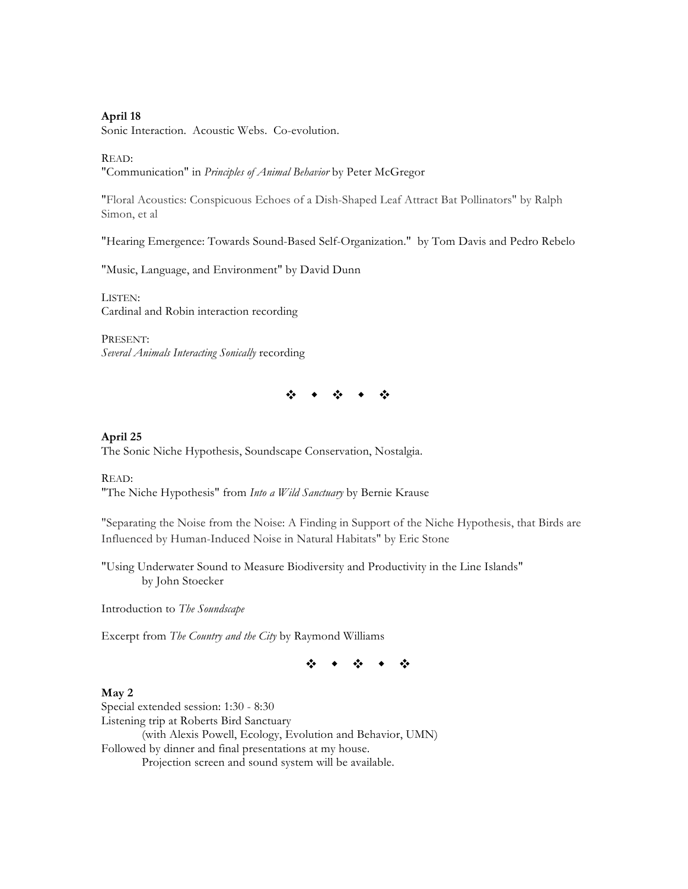**April 18**

Sonic Interaction. Acoustic Webs. Co-evolution.

READ:

"Communication" in *Principles of Animal Behavior* by Peter McGregor

"Floral Acoustics: Conspicuous Echoes of a Dish-Shaped Leaf Attract Bat Pollinators" by Ralph Simon, et al

"Hearing Emergence: Towards Sound-Based Self-Organization." by Tom Davis and Pedro Rebelo

"Music, Language, and Environment" by David Dunn

LISTEN:

Cardinal and Robin interaction recording

PRESENT:

*Several Animals Interacting Sonically* recording

❖ ◆ ❖ ◆ ❖

**April 25**

The Sonic Niche Hypothesis, Soundscape Conservation, Nostalgia.

READ:

"The Niche Hypothesis" from *Into a Wild Sanctuary* by Bernie Krause

"Separating the Noise from the Noise: A Finding in Support of the Niche Hypothesis, that Birds are Influenced by Human-Induced Noise in Natural Habitats" by Eric Stone

"Using Underwater Sound to Measure Biodiversity and Productivity in the Line Islands" by John Stoecker

Introduction to *The Soundscape*

Excerpt from *The Country and the City* by Raymond Williams

❖ ◆ ❖ ◆ ❖

**May 2**

Special extended session: 1:30 - 8:30

Listening trip at Roberts Bird Sanctuary

(with Alexis Powell, Ecology, Evolution and Behavior, UMN)

Followed by dinner and final presentations at my house.

Projection screen and sound system will be available.